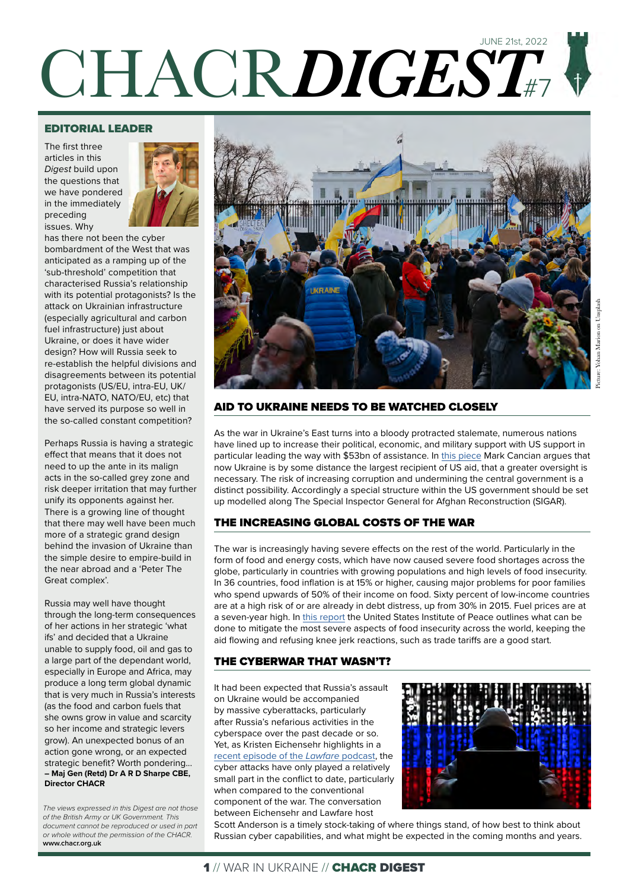# CHACR *DIGEST* #7

JUNE 21st, 2022

## EDITORIAL LEADER

The first three articles in this *Digest* build upon the questions that we have pondered in the immediately preceding issues. Why has there not been the cyber bombardment of the West that was anticipated as a ramping up of the 'sub-threshold' competition that characterised Russia's relationship with its potential protagonists? Is the attack on Ukrainian infrastructure (especially agricultural and carbon fuel infrastructure) just about Ukraine, or does it have wider design? How will Russia seek to re-establish the helpful divisions and disagreements between its potential protagonists (US/EU, intra-EU, UK/EU, intra-NATO, NATO/EU, etc) that have served its purpose so well in the so-called constant competition?

Perhaps Russia is having a strategic effect that means that it does not need to up the ante in its malign acts in the so-called grey zone and risk deeper irritation that may further unify its opponents against her. There is a growing line of thought that there may well have been much more of a strategic grand design behind the invasion of Ukraine than the simple desire to empire-build in the near abroad and a 'Peter The Great complex'.

Russia may well have thought through the long-term consequences of her actions in her strategic 'what ifs' and decided that a Ukraine unable to supply food, oil and gas to a large part of the dependant world, especially in Europe and Africa, may produce a long term global dynamic that is very much in Russia's interests (as the food and carbon fuels that she owns grow in value and scarcity so her income and strategic levers grow). An unexpected bonus of an action gone wrong, or an expected strategic benefit? Worth pondering...
**– Maj Gen (Retd) Dr A R D Sharpe CBE, Director CHACR**

*The views expressed in this Digest are not those of the British Army or UK Government. This document cannot be reproduced or used in part or whole without the permission of the CHACR.*
**www.chacr.org.uk**

Picture: Yohan Marion on Unsplash

## AID TO UKRAINE NEEDS TO BE WATCHED CLOSELY

As the war in Ukraine's East turns into a bloody protracted stalemate, numerous nations have lined up to increase their political, economic, and military support with US support in particular leading the way with $53bn of assistance. In this piece Mark Cancian argues that now Ukraine is by some distance the largest recipient of US aid, that a greater oversight is necessary. The risk of increasing corruption and undermining the central government is a distinct possibility. Accordingly a special structure within the US government should be set up modelled along The Special Inspector General for Afghan Reconstruction (SIGAR).

## THE INCREASING GLOBAL COSTS OF THE WAR

The war is increasingly having severe effects on the rest of the world. Particularly in the form of food and energy costs, which have now caused severe food shortages across the globe, particularly in countries with growing populations and high levels of food insecurity. In 36 countries, food inflation is at 15% or higher, causing major problems for poor families who spend upwards of 50% of their income on food. Sixty percent of low-income countries are at a high risk of or are already in debt distress, up from 30% in 2015. Fuel prices are at a seven-year high. In this report the United States Institute of Peace outlines what can be done to mitigate the most severe aspects of food insecurity across the world, keeping the aid flowing and refusing knee jerk reactions, such as trade tariffs are a good start.

## THE CYBERWAR THAT WASN'T?

It had been expected that Russia's assault on Ukraine would be accompanied by massive cyberattacks, particularly after Russia's nefarious activities in the cyberspace over the past decade or so. Yet, as Kristen Eichensehr highlights in a recent episode of the *Lawfare* podcast, the cyber attacks have only played a relatively small part in the conflict to date, particularly when compared to the conventional component of the war. The conversation between Eichensehr and Lawfare host Scott Anderson is a timely stock-taking of where things stand, of how best to think about Russian cyber capabilities, and what might be expected in the coming months and years.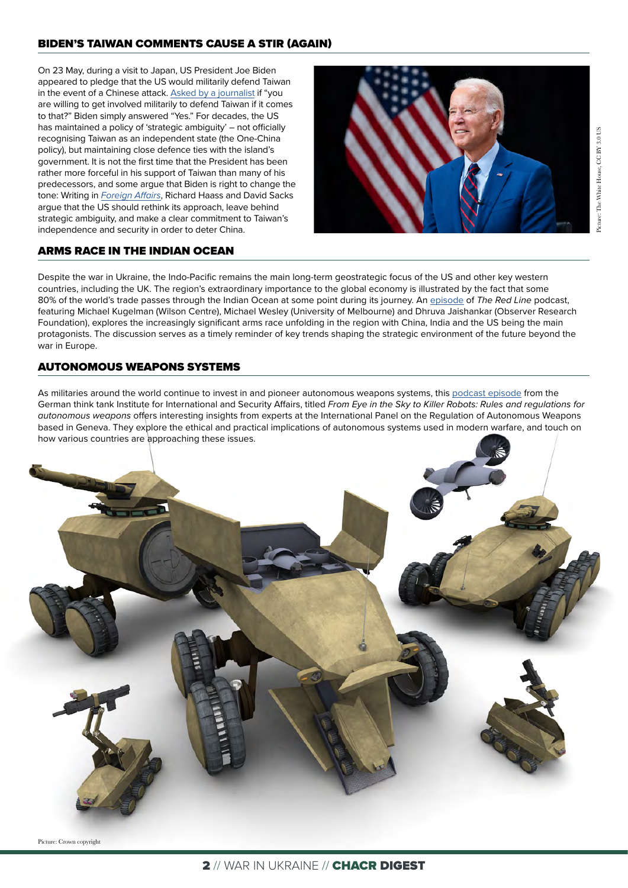## BIDEN'S TAIWAN COMMENTS CAUSE A STIR (AGAIN)

On 23 May, during a visit to Japan, US President Joe Biden appeared to pledge that the US would militarily defend Taiwan in the event of a Chinese attack. Asked by a journalist if "you are willing to get involved militarily to defend Taiwan if it comes to that?" Biden simply answered "Yes." For decades, the US has maintained a policy of 'strategic ambiguity' – not officially recognising Taiwan as an independent state (the One-China policy), but maintaining close defence ties with the island's government. It is not the first time that the President has been rather more forceful in his support of Taiwan than many of his predecessors, and some argue that Biden is right to change the tone: Writing in *Foreign Affairs*, Richard Haass and David Sacks argue that the US should rethink its approach, leave behind strategic ambiguity, and make a clear commitment to Taiwan's independence and security in order to deter China.

Picture: The White House, CC BY 3.0 US

## ARMS RACE IN THE INDIAN OCEAN

Despite the war in Ukraine, the Indo-Pacific remains the main long-term geostrategic focus of the US and other key western countries, including the UK. The region's extraordinary importance to the global economy is illustrated by the fact that some 80% of the world's trade passes through the Indian Ocean at some point during its journey. An episode of *The Red Line* podcast, featuring Michael Kugelman (Wilson Centre), Michael Wesley (University of Melbourne) and Dhruva Jaishankar (Observer Research Foundation), explores the increasingly significant arms race unfolding in the region with China, India and the US being the main protagonists. The discussion serves as a timely reminder of key trends shaping the strategic environment of the future beyond the war in Europe.

## AUTONOMOUS WEAPONS SYSTEMS

As militaries around the world continue to invest in and pioneer autonomous weapons systems, this podcast episode from the German think tank Institute for International and Security Affairs, titled *From Eye in the Sky to Killer Robots: Rules and regulations for autonomous weapons* offers interesting insights from experts at the International Panel on the Regulation of Autonomous Weapons based in Geneva. They explore the ethical and practical implications of autonomous systems used in modern warfare, and touch on how various countries are approaching these issues.

Picture: Crown copyright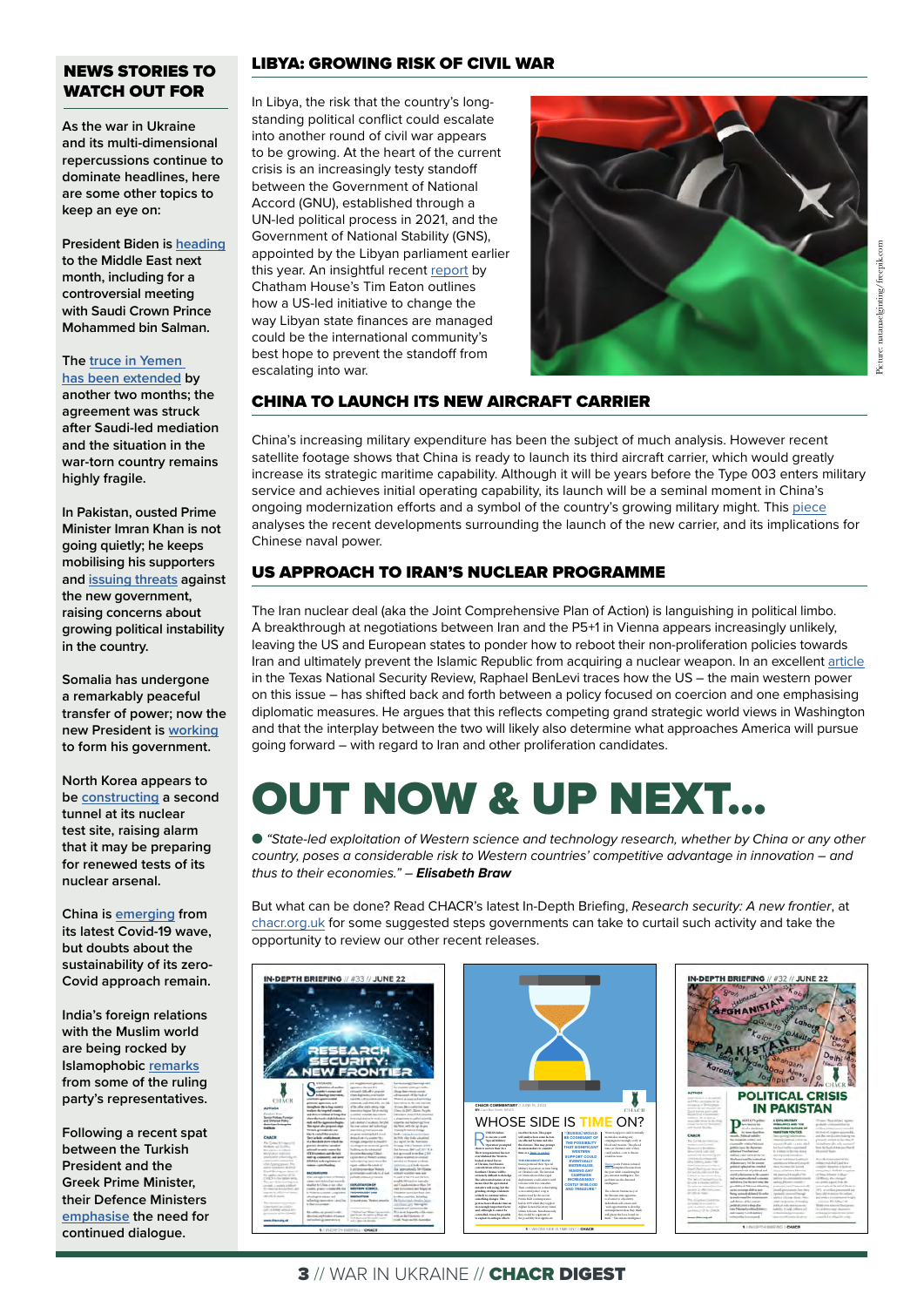## NEWS STORIES TO WATCH OUT FOR

As the war in Ukraine and its multi-dimensional repercussions continue to dominate headlines, here are some other topics to keep an eye on:

President Biden is heading to the Middle East next month, including for a controversial meeting with Saudi Crown Prince Mohammed bin Salman.

The truce in Yemen has been extended by another two months; the agreement was struck after Saudi-led mediation and the situation in the war-torn country remains highly fragile.

In Pakistan, ousted Prime Minister Imran Khan is not going quietly; he keeps mobilising his supporters and issuing threats against the new government, raising concerns about growing political instability in the country.

Somalia has undergone a remarkably peaceful transfer of power; now the new President is working to form his government.

North Korea appears to be constructing a second tunnel at its nuclear test site, raising alarm that it may be preparing for renewed tests of its nuclear arsenal.

China is emerging from its latest Covid-19 wave, but doubts about the sustainability of its zero-Covid approach remain.

India's foreign relations with the Muslim world are being rocked by Islamophobic remarks from some of the ruling party's representatives.

Following a recent spat between the Turkish President and the Greek Prime Minister, their Defence Ministers emphasise the need for continued dialogue.

## LIBYA: GROWING RISK OF CIVIL WAR

In Libya, the risk that the country's long-standing political conflict could escalate into another round of civil war appears to be growing. At the heart of the current crisis is an increasingly testy standoff between the Government of National Accord (GNU), established through a UN-led political process in 2021, and the Government of National Stability (GNS), appointed by the Libyan parliament earlier this year. An insightful recent report by Chatham House's Tim Eaton outlines how a US-led initiative to change the way Libyan state finances are managed could be the international community's best hope to prevent the standoff from escalating into war.

Picture: natanaelginting/freepik.com

## CHINA TO LAUNCH ITS NEW AIRCRAFT CARRIER

China's increasing military expenditure has been the subject of much analysis. However recent satellite footage shows that China is ready to launch its third aircraft carrier, which would greatly increase its strategic maritime capability. Although it will be years before the Type 003 enters military service and achieves initial operating capability, its launch will be a seminal moment in China's ongoing modernization efforts and a symbol of the country's growing military might. This piece analyses the recent developments surrounding the launch of the new carrier, and its implications for Chinese naval power.

## US APPROACH TO IRAN'S NUCLEAR PROGRAMME

The Iran nuclear deal (aka the Joint Comprehensive Plan of Action) is languishing in political limbo. A breakthrough at negotiations between Iran and the P5+1 in Vienna appears increasingly unlikely, leaving the US and European states to ponder how to reboot their non-proliferation policies towards Iran and ultimately prevent the Islamic Republic from acquiring a nuclear weapon. In an excellent article in the Texas National Security Review, Raphael BenLevi traces how the US – the main western power on this issue – has shifted back and forth between a policy focused on coercion and one emphasising diplomatic measures. He argues that this reflects competing grand strategic world views in Washington and that the interplay between the two will likely also determine what approaches America will pursue going forward – with regard to Iran and other proliferation candidates.

# OUT NOW & UP NEXT...

● *"State-led exploitation of Western science and technology research, whether by China or any other country, poses a considerable risk to Western countries' competitive advantage in innovation – and thus to their economies."* – ***Elisabeth Braw***

But what can be done? Read CHACR's latest In-Depth Briefing, *Research security: A new frontier*, at chacr.org.uk for some suggested steps governments can take to curtail such activity and take the opportunity to review our other recent releases.